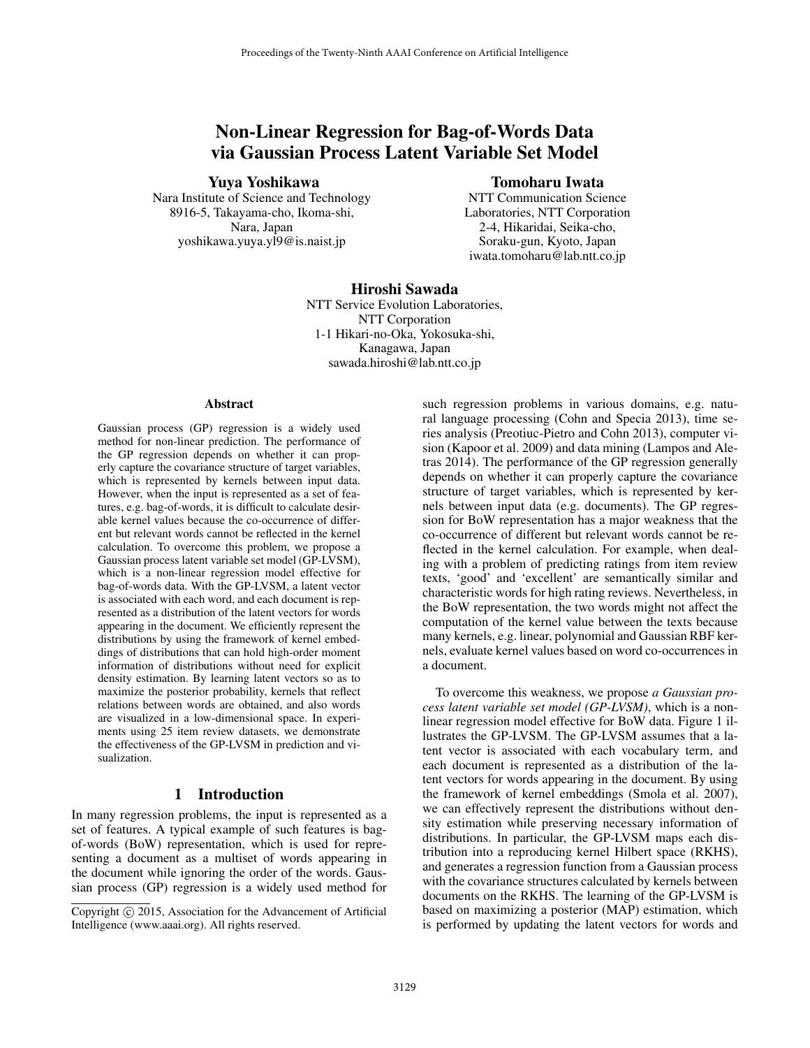# Non-Linear Regression for Bag-of-Words Data via Gaussian Process Latent Variable Set Model

**Yuya Yoshikawa**
Nara Institute of Science and Technology
8916-5, Takayama-cho, Ikoma-shi,
Nara, Japan
yoshikawa.yuya.yl9@is.naist.jp

**Tomoharu Iwata**
NTT Communication Science Laboratories, NTT Corporation
2-4, Hikaridai, Seika-cho,
Soraku-gun, Kyoto, Japan
iwata.tomoharu@lab.ntt.co.jp

**Hiroshi Sawada**
NTT Service Evolution Laboratories,
NTT Corporation
1-1 Hikari-no-Oka, Yokosuka-shi,
Kanagawa, Japan
sawada.hiroshi@lab.ntt.co.jp

## Abstract

Gaussian process (GP) regression is a widely used method for non-linear prediction. The performance of the GP regression depends on whether it can properly capture the covariance structure of target variables, which is represented by kernels between input data. However, when the input is represented as a set of features, e.g. bag-of-words, it is difficult to calculate desirable kernel values because the co-occurrence of different but relevant words cannot be reflected in the kernel calculation. To overcome this problem, we propose a Gaussian process latent variable set model (GP-LVSM), which is a non-linear regression model effective for bag-of-words data. With the GP-LVSM, a latent vector is associated with each word, and each document is represented as a distribution of the latent vectors for words appearing in the document. We efficiently represent the distributions by using the framework of kernel embeddings of distributions that can hold high-order moment information of distributions without need for explicit density estimation. By learning latent vectors so as to maximize the posterior probability, kernels that reflect relations between words are obtained, and also words are visualized in a low-dimensional space. In experiments using 25 item review datasets, we demonstrate the effectiveness of the GP-LVSM in prediction and visualization.

## 1 Introduction

In many regression problems, the input is represented as a set of features. A typical example of such features is bag-of-words (BoW) representation, which is used for representing a document as a multiset of words appearing in the document while ignoring the order of the words. Gaussian process (GP) regression is a widely used method for such regression problems in various domains, e.g. natural language processing (Cohn and Specia 2013), time series analysis (Preotiuc-Pietro and Cohn 2013), computer vision (Kapoor et al. 2009) and data mining (Lampos and Aletras 2014). The performance of the GP regression generally depends on whether it can properly capture the covariance structure of target variables, which is represented by kernels between input data (e.g. documents). The GP regression for BoW representation has a major weakness that the co-occurrence of different but relevant words cannot be reflected in the kernel calculation. For example, when dealing with a problem of predicting ratings from item review texts, 'good' and 'excellent' are semantically similar and characteristic words for high rating reviews. Nevertheless, in the BoW representation, the two words might not affect the computation of the kernel value between the texts because many kernels, e.g. linear, polynomial and Gaussian RBF kernels, evaluate kernel values based on word co-occurrences in a document.

To overcome this weakness, we propose *a Gaussian process latent variable set model (GP-LVSM)*, which is a non-linear regression model effective for BoW data. Figure 1 illustrates the GP-LVSM. The GP-LVSM assumes that a latent vector is associated with each vocabulary term, and each document is represented as a distribution of the latent vectors for words appearing in the document. By using the framework of kernel embeddings (Smola et al. 2007), we can effectively represent the distributions without density estimation while preserving necessary information of distributions. In particular, the GP-LVSM maps each distribution into a reproducing kernel Hilbert space (RKHS), and generates a regression function from a Gaussian process with the covariance structures calculated by kernels between documents on the RKHS. The learning of the GP-LVSM is based on maximizing a posterior (MAP) estimation, which is performed by updating the latent vectors for words and

Copyright © 2015, Association for the Advancement of Artificial Intelligence (www.aaai.org). All rights reserved.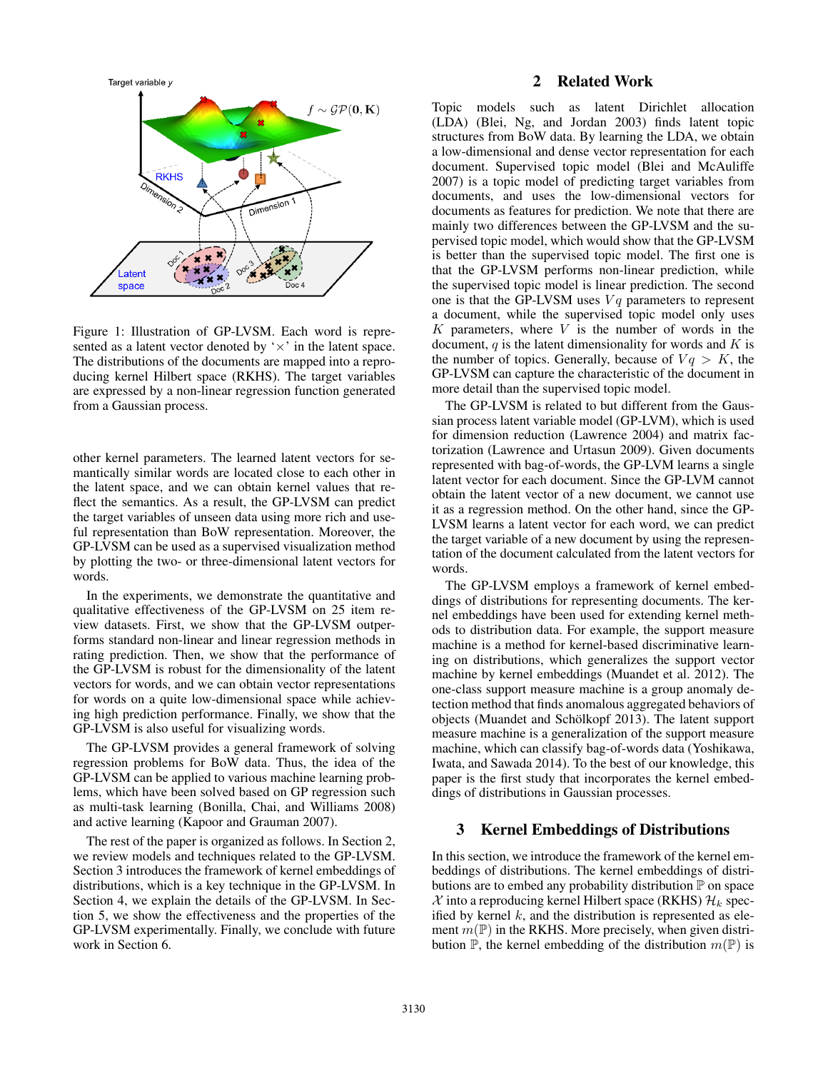Figure 1: Illustration of GP-LVSM. Each word is represented as a latent vector denoted by '$\times$' in the latent space. The distributions of the documents are mapped into a reproducing kernel Hilbert space (RKHS). The target variables are expressed by a non-linear regression function generated from a Gaussian process.

other kernel parameters. The learned latent vectors for semantically similar words are located close to each other in the latent space, and we can obtain kernel values that reflect the semantics. As a result, the GP-LVSM can predict the target variables of unseen data using more rich and useful representation than BoW representation. Moreover, the GP-LVSM can be used as a supervised visualization method by plotting the two- or three-dimensional latent vectors for words.

In the experiments, we demonstrate the quantitative and qualitative effectiveness of the GP-LVSM on 25 item review datasets. First, we show that the GP-LVSM outperforms standard non-linear and linear regression methods in rating prediction. Then, we show that the performance of the GP-LVSM is robust for the dimensionality of the latent vectors for words, and we can obtain vector representations for words on a quite low-dimensional space while achieving high prediction performance. Finally, we show that the GP-LVSM is also useful for visualizing words.

The GP-LVSM provides a general framework of solving regression problems for BoW data. Thus, the idea of the GP-LVSM can be applied to various machine learning problems, which have been solved based on GP regression such as multi-task learning (Bonilla, Chai, and Williams 2008) and active learning (Kapoor and Grauman 2007).

The rest of the paper is organized as follows. In Section 2, we review models and techniques related to the GP-LVSM. Section 3 introduces the framework of kernel embeddings of distributions, which is a key technique in the GP-LVSM. In Section 4, we explain the details of the GP-LVSM. In Section 5, we show the effectiveness and the properties of the GP-LVSM experimentally. Finally, we conclude with future work in Section 6.

## 2 Related Work

Topic models such as latent Dirichlet allocation (LDA) (Blei, Ng, and Jordan 2003) finds latent topic structures from BoW data. By learning the LDA, we obtain a low-dimensional and dense vector representation for each document. Supervised topic model (Blei and McAuliffe 2007) is a topic model of predicting target variables from documents, and uses the low-dimensional vectors for documents as features for prediction. We note that there are mainly two differences between the GP-LVSM and the supervised topic model, which would show that the GP-LVSM is better than the supervised topic model. The first one is that the GP-LVSM performs non-linear prediction, while the supervised topic model is linear prediction. The second one is that the GP-LVSM uses $Vq$ parameters to represent a document, while the supervised topic model only uses $K$ parameters, where $V$ is the number of words in the document, $q$ is the latent dimensionality for words and $K$ is the number of topics. Generally, because of $Vq > K$, the GP-LVSM can capture the characteristic of the document in more detail than the supervised topic model.

The GP-LVSM is related to but different from the Gaussian process latent variable model (GP-LVM), which is used for dimension reduction (Lawrence 2004) and matrix factorization (Lawrence and Urtasun 2009). Given documents represented with bag-of-words, the GP-LVM learns a single latent vector for each document. Since the GP-LVM cannot obtain the latent vector of a new document, we cannot use it as a regression method. On the other hand, since the GP-LVSM learns a latent vector for each word, we can predict the target variable of a new document by using the representation of the document calculated from the latent vectors for words.

The GP-LVSM employs a framework of kernel embeddings of distributions for representing documents. The kernel embeddings have been used for extending kernel methods to distribution data. For example, the support measure machine is a method for kernel-based discriminative learning on distributions, which generalizes the support vector machine by kernel embeddings (Muandet et al. 2012). The one-class support measure machine is a group anomaly detection method that finds anomalous aggregated behaviors of objects (Muandet and Schölkopf 2013). The latent support measure machine is a generalization of the support measure machine, which can classify bag-of-words data (Yoshikawa, Iwata, and Sawada 2014). To the best of our knowledge, this paper is the first study that incorporates the kernel embeddings of distributions in Gaussian processes.

## 3 Kernel Embeddings of Distributions

In this section, we introduce the framework of the kernel embeddings of distributions. The kernel embeddings of distributions are to embed any probability distribution $\mathbb{P}$ on space $\mathcal{X}$ into a reproducing kernel Hilbert space (RKHS) $\mathcal{H}_k$ specified by kernel $k$, and the distribution is represented as element $m(\mathbb{P})$ in the RKHS. More precisely, when given distribution $\mathbb{P}$, the kernel embedding of the distribution $m(\mathbb{P})$ is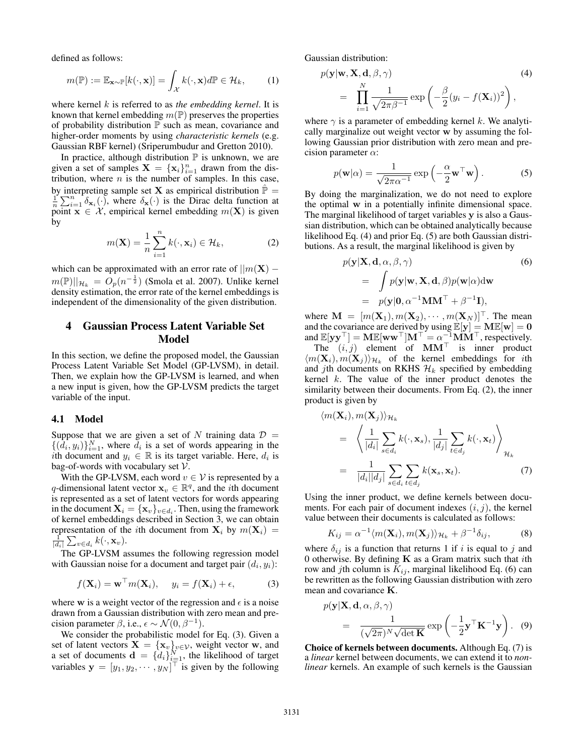defined as follows:

$$m(\mathbb{P}) := \mathbb{E}_{\mathbf{x}\sim\mathbb{P}}[k(\cdot,\mathbf{x})] = \int_{\mathcal{X}} k(\cdot,\mathbf{x})d\mathbb{P} \in \mathcal{H}_k, \tag{1}$$

where kernel $k$ is referred to as *the embedding kernel*. It is known that kernel embedding $m(\mathbb{P})$ preserves the properties of probability distribution $\mathbb{P}$ such as mean, covariance and higher-order moments by using *characteristic kernels* (e.g. Gaussian RBF kernel) (Sriperumbudur and Gretton 2010).

In practice, although distribution $\mathbb{P}$ is unknown, we are given a set of samples $\mathbf{X} = \{\mathbf{x}_i\}_{i=1}^n$ drawn from the distribution, where $n$ is the number of samples. In this case, by interpreting sample set $\mathbf{X}$ as empirical distribution $\hat{\mathbb{P}} = \frac{1}{n}\sum_{i=1}^n \delta_{\mathbf{x}_i}(\cdot)$, where $\delta_{\mathbf{x}}(\cdot)$ is the Dirac delta function at point $\mathbf{x} \in \mathcal{X}$, empirical kernel embedding $m(\mathbf{X})$ is given by

$$m(\mathbf{X}) = \frac{1}{n}\sum_{i=1}^n k(\cdot,\mathbf{x}_i) \in \mathcal{H}_k, \tag{2}$$

which can be approximated with an error rate of $||m(\mathbf{X}) - m(\mathbb{P})||_{\mathcal{H}_k} = O_p(n^{-\frac{1}{2}})$ (Smola et al. 2007). Unlike kernel density estimation, the error rate of the kernel embeddings is independent of the dimensionality of the given distribution.

## 4 Gaussian Process Latent Variable Set Model

In this section, we define the proposed model, the Gaussian Process Latent Variable Set Model (GP-LVSM), in detail. Then, we explain how the GP-LVSM is learned, and when a new input is given, how the GP-LVSM predicts the target variable of the input.

### 4.1 Model

Suppose that we are given a set of $N$ training data $\mathcal{D} = \{(d_i, y_i)\}_{i=1}^N$, where $d_i$ is a set of words appearing in the $i$th document and $y_i \in \mathbb{R}$ is its target variable. Here, $d_i$ is bag-of-words with vocabulary set $\mathcal{V}$.

With the GP-LVSM, each word $v \in \mathcal{V}$ is represented by a $q$-dimensional latent vector $\mathbf{x}_v \in \mathbb{R}^q$, and the $i$th document is represented as a set of latent vectors for words appearing in the document $\mathbf{X}_i = \{\mathbf{x}_v\}_{v\in d_i}$. Then, using the framework of kernel embeddings described in Section 3, we can obtain representation of the $i$th document from $\mathbf{X}_i$ by $m(\mathbf{X}_i) = \frac{1}{|d_i|}\sum_{v\in d_i} k(\cdot,\mathbf{x}_v)$.

The GP-LVSM assumes the following regression model with Gaussian noise for a document and target pair $(d_i, y_i)$:

$$f(\mathbf{X}_i) = \mathbf{w}^\top m(\mathbf{X}_i), \quad y_i = f(\mathbf{X}_i) + \epsilon, \tag{3}$$

where $\mathbf{w}$ is a weight vector of the regression and $\epsilon$ is a noise drawn from a Gaussian distribution with zero mean and precision parameter $\beta$, i.e., $\epsilon \sim \mathcal{N}(0, \beta^{-1})$.

We consider the probabilistic model for Eq. (3). Given a set of latent vectors $\mathbf{X} = \{\mathbf{x}_v\}_{v\in\mathcal{V}}$, weight vector $\mathbf{w}$, and a set of documents $\mathbf{d} = \{d_i\}_{i=1}^N$, the likelihood of target variables $\mathbf{y} = [y_1, y_2, \cdots, y_N]^\top$ is given by the following Gaussian distribution:

$$\begin{aligned} &p(\mathbf{y}|\mathbf{w},\mathbf{X},\mathbf{d},\beta,\gamma) \\ &= \prod_{i=1}^N \frac{1}{\sqrt{2\pi\beta^{-1}}}\exp\left(-\frac{\beta}{2}(y_i - f(\mathbf{X}_i))^2\right), \end{aligned} \tag{4}$$

where $\gamma$ is a parameter of embedding kernel $k$. We analytically marginalize out weight vector $\mathbf{w}$ by assuming the following Gaussian prior distribution with zero mean and precision parameter $\alpha$:

$$p(\mathbf{w}|\alpha) = \frac{1}{\sqrt{2\pi\alpha^{-1}}}\exp\left(-\frac{\alpha}{2}\mathbf{w}^\top\mathbf{w}\right). \tag{5}$$

By doing the marginalization, we do not need to explore the optimal $\mathbf{w}$ in a potentially infinite dimensional space. The marginal likelihood of target variables $\mathbf{y}$ is also a Gaussian distribution, which can be obtained analytically because likelihood Eq. (4) and prior Eq. (5) are both Gaussian distributions. As a result, the marginal likelihood is given by

$$\begin{aligned} &p(\mathbf{y}|\mathbf{X},\mathbf{d},\alpha,\beta,\gamma) \\ &= \int p(\mathbf{y}|\mathbf{w},\mathbf{X},\mathbf{d},\beta)p(\mathbf{w}|\alpha)\mathrm{d}\mathbf{w} \\ &= p(\mathbf{y}|\mathbf{0}, \alpha^{-1}\mathbf{M}\mathbf{M}^\top + \beta^{-1}\mathbf{I}), \end{aligned} \tag{6}$$

where $\mathbf{M} = [m(\mathbf{X}_1), m(\mathbf{X}_2), \cdots, m(\mathbf{X}_N)]^\top$. The mean and the covariance are derived by using $\mathbb{E}[\mathbf{y}] = \mathbf{M}\mathbb{E}[\mathbf{w}] = \mathbf{0}$ and $\mathbb{E}[\mathbf{y}\mathbf{y}^\top] = \mathbf{M}\mathbb{E}[\mathbf{w}\mathbf{w}^\top]\mathbf{M}^\top = \alpha^{-1}\mathbf{M}\mathbf{M}^\top$, respectively.

The $(i,j)$ element of $\mathbf{M}\mathbf{M}^\top$ is inner product $\langle m(\mathbf{X}_i), m(\mathbf{X}_j)\rangle_{\mathcal{H}_k}$ of the kernel embeddings for $i$th and $j$th documents on RKHS $\mathcal{H}_k$ specified by embedding kernel $k$. The value of the inner product denotes the similarity between their documents. From Eq. (2), the inner product is given by

$$\begin{aligned} &\langle m(\mathbf{X}_i), m(\mathbf{X}_j)\rangle_{\mathcal{H}_k} \\ &= \left\langle \frac{1}{|d_i|}\sum_{s\in d_i} k(\cdot,\mathbf{x}_s), \frac{1}{|d_j|}\sum_{t\in d_j} k(\cdot,\mathbf{x}_t) \right\rangle_{\mathcal{H}_k} \\ &= \frac{1}{|d_i||d_j|}\sum_{s\in d_i}\sum_{t\in d_j} k(\mathbf{x}_s,\mathbf{x}_t). \end{aligned} \tag{7}$$

Using the inner product, we define kernels between documents. For each pair of document indexes $(i,j)$, the kernel value between their documents is calculated as follows:

$$K_{ij} = \alpha^{-1}\langle m(\mathbf{X}_i), m(\mathbf{X}_j)\rangle_{\mathcal{H}_k} + \beta^{-1}\delta_{ij}, \tag{8}$$

where $\delta_{ij}$ is a function that returns 1 if $i$ is equal to $j$ and 0 otherwise. By defining $\mathbf{K}$ as a Gram matrix such that $i$th row and $j$th column is $K_{ij}$, marginal likelihood Eq. (6) can be rewritten as the following Gaussian distribution with zero mean and covariance $\mathbf{K}$.

$$\begin{aligned} &p(\mathbf{y}|\mathbf{X},\mathbf{d},\alpha,\beta,\gamma) \\ &= \frac{1}{(\sqrt{2\pi})^N\sqrt{\det\mathbf{K}}}\exp\left(-\frac{1}{2}\mathbf{y}^\top\mathbf{K}^{-1}\mathbf{y}\right). \end{aligned} \tag{9}$$

**Choice of kernels between documents.** Although Eq. (7) is a *linear* kernel between documents, we can extend it to *non-linear* kernels. An example of such kernels is the Gaussian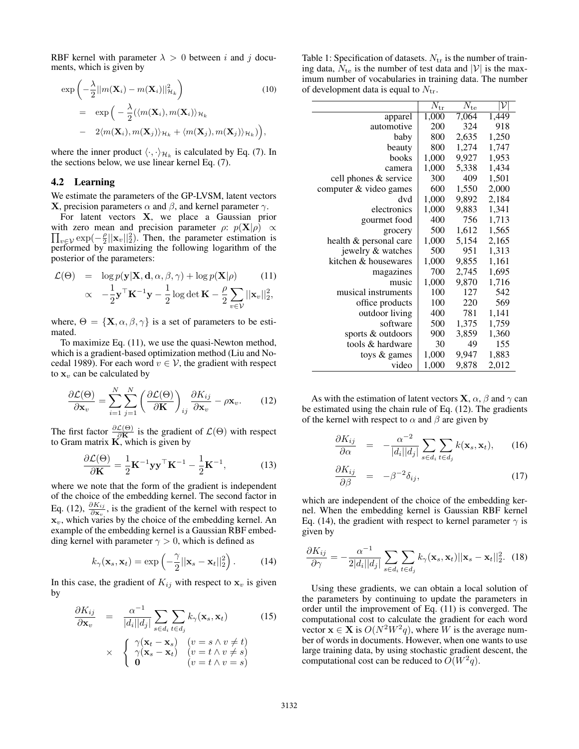RBF kernel with parameter $\lambda > 0$ between $i$ and $j$ documents, which is given by

$$
\begin{aligned}
&\exp\left(-\frac{\lambda}{2}||m(\mathbf{X}_i) - m(\mathbf{X}_i)||^2_{\mathcal{H}_k}\right) \quad (10)\\
&= \exp\Big(-\frac{\lambda}{2}(\langle m(\mathbf{X}_i), m(\mathbf{X}_i)\rangle_{\mathcal{H}_k}\\
&- 2\langle m(\mathbf{X}_i), m(\mathbf{X}_j)\rangle_{\mathcal{H}_k} + \langle m(\mathbf{X}_j), m(\mathbf{X}_j)\rangle_{\mathcal{H}_k})\Big),
\end{aligned}
$$

where the inner product $\langle\cdot,\cdot\rangle_{\mathcal{H}_k}$ is calculated by Eq. (7). In the sections below, we use linear kernel Eq. (7).

## 4.2 Learning

We estimate the parameters of the GP-LVSM, latent vectors $\mathbf{X}$, precision parameters $\alpha$ and $\beta$, and kernel parameter $\gamma$.

For latent vectors $\mathbf{X}$, we place a Gaussian prior with zero mean and precision parameter $\rho$: $p(\mathbf{X}|\rho) \propto \prod_{v\in\mathcal{V}} \exp(-\frac{\rho}{2}||\mathbf{x}_v||^2_2)$. Then, the parameter estimation is performed by maximizing the following logarithm of the posterior of the parameters:

$$
\begin{aligned}
\mathcal{L}(\Theta) &= \log p(\mathbf{y}|\mathbf{X}, \mathbf{d}, \alpha, \beta, \gamma) + \log p(\mathbf{X}|\rho) \quad (11)\\
&\propto -\frac{1}{2}\mathbf{y}^\top\mathbf{K}^{-1}\mathbf{y} - \frac{1}{2}\log\det\mathbf{K} - \frac{\rho}{2}\sum_{v\in\mathcal{V}}||\mathbf{x}_v||^2_2,
\end{aligned}
$$

where, $\Theta = \{\mathbf{X}, \alpha, \beta, \gamma\}$ is a set of parameters to be estimated.

To maximize Eq. (11), we use the quasi-Newton method, which is a gradient-based optimization method (Liu and Nocedal 1989). For each word $v \in \mathcal{V}$, the gradient with respect to $\mathbf{x}_v$ can be calculated by

$$
\frac{\partial\mathcal{L}(\Theta)}{\partial\mathbf{x}_v} = \sum_{i=1}^{N}\sum_{j=1}^{N}\left(\frac{\partial\mathcal{L}(\Theta)}{\partial\mathbf{K}}\right)_{ij}\frac{\partial K_{ij}}{\partial\mathbf{x}_v} - \rho\mathbf{x}_v. \quad (12)
$$

The first factor $\frac{\partial\mathcal{L}(\Theta)}{\partial\mathbf{K}}$ is the gradient of $\mathcal{L}(\Theta)$ with respect to Gram matrix $\mathbf{K}$, which is given by

$$
\frac{\partial\mathcal{L}(\Theta)}{\partial\mathbf{K}} = \frac{1}{2}\mathbf{K}^{-1}\mathbf{y}\mathbf{y}^\top\mathbf{K}^{-1} - \frac{1}{2}\mathbf{K}^{-1}, \quad (13)
$$

where we note that the form of the gradient is independent of the choice of the embedding kernel. The second factor in Eq. (12), $\frac{\partial K_{ij}}{\partial\mathbf{x}_v}$, is the gradient of the kernel with respect to $\mathbf{x}_v$, which varies by the choice of the embedding kernel. An example of the embedding kernel is a Gaussian RBF embedding kernel with parameter $\gamma > 0$, which is defined as

$$
k_\gamma(\mathbf{x}_s, \mathbf{x}_t) = \exp\left(-\frac{\gamma}{2}||\mathbf{x}_s - \mathbf{x}_t||^2_2\right). \quad (14)
$$

In this case, the gradient of $K_{ij}$ with respect to $\mathbf{x}_v$ is given by

$$
\begin{aligned}
\frac{\partial K_{ij}}{\partial\mathbf{x}_v} &= \frac{\alpha^{-1}}{|d_i||d_j|}\sum_{s\in d_i}\sum_{t\in d_j}k_\gamma(\mathbf{x}_s, \mathbf{x}_t) \quad (15)\\
&\times \begin{cases} \gamma(\mathbf{x}_t - \mathbf{x}_s) & (v = s \wedge v \neq t)\\ \gamma(\mathbf{x}_s - \mathbf{x}_t) & (v = t \wedge v \neq s)\\ \mathbf{0} & (v = t \wedge v = s)\end{cases}
\end{aligned}
$$

Table 1: Specification of datasets. $N_{\mathrm{tr}}$ is the number of training data, $N_{\mathrm{te}}$ is the number of test data and $|\mathcal{V}|$ is the maximum number of vocabularies in training data. The number of development data is equal to $N_{\mathrm{tr}}$.

| | $N_{\mathrm{tr}}$ | $N_{\mathrm{te}}$ | $\lvert\mathcal{V}\rvert$ |
|---|---|---|---|
| apparel | 1,000 | 7,064 | 1,449 |
| automotive | 200 | 324 | 918 |
| baby | 800 | 2,635 | 1,250 |
| beauty | 800 | 1,274 | 1,747 |
| books | 1,000 | 9,927 | 1,953 |
| camera | 1,000 | 5,338 | 1,434 |
| cell phones & service | 300 | 409 | 1,501 |
| computer & video games | 600 | 1,550 | 2,000 |
| dvd | 1,000 | 9,892 | 2,184 |
| electronics | 1,000 | 9,883 | 1,341 |
| gourmet food | 400 | 756 | 1,713 |
| grocery | 500 | 1,612 | 1,565 |
| health & personal care | 1,000 | 5,154 | 2,165 |
| jewelry & watches | 500 | 951 | 1,313 |
| kitchen & housewares | 1,000 | 9,855 | 1,161 |
| magazines | 700 | 2,745 | 1,695 |
| music | 1,000 | 9,870 | 1,716 |
| musical instruments | 100 | 127 | 542 |
| office products | 100 | 220 | 569 |
| outdoor living | 400 | 781 | 1,141 |
| software | 500 | 1,375 | 1,759 |
| sports & outdoors | 900 | 3,859 | 1,360 |
| tools & hardware | 30 | 49 | 155 |
| toys & games | 1,000 | 9,947 | 1,883 |
| video | 1,000 | 9,878 | 2,012 |

As with the estimation of latent vectors $\mathbf{X}$, $\alpha$, $\beta$ and $\gamma$ can be estimated using the chain rule of Eq. (12). The gradients of the kernel with respect to $\alpha$ and $\beta$ are given by

$$
\begin{aligned}
\frac{\partial K_{ij}}{\partial\alpha} &= -\frac{\alpha^{-2}}{|d_i||d_j|}\sum_{s\in d_i}\sum_{t\in d_j}k(\mathbf{x}_s, \mathbf{x}_t), \quad (16)\\
\frac{\partial K_{ij}}{\partial\beta} &= -\beta^{-2}\delta_{ij}, \quad (17)
\end{aligned}
$$

which are independent of the choice of the embedding kernel. When the embedding kernel is Gaussian RBF kernel Eq. (14), the gradient with respect to kernel parameter $\gamma$ is given by

$$
\frac{\partial K_{ij}}{\partial\gamma} = -\frac{\alpha^{-1}}{2|d_i||d_j|}\sum_{s\in d_i}\sum_{t\in d_j}k_\gamma(\mathbf{x}_s, \mathbf{x}_t)||\mathbf{x}_s - \mathbf{x}_t||^2_2. \quad (18)
$$

Using these gradients, we can obtain a local solution of the parameters by continuing to update the parameters in order until the improvement of Eq. (11) is converged. The computational cost to calculate the gradient for each word vector $\mathbf{x} \in \mathbf{X}$ is $O(N^2W^2q)$, where $W$ is the average number of words in documents. However, when one wants to use large training data, by using stochastic gradient descent, the computational cost can be reduced to $O(W^2q)$.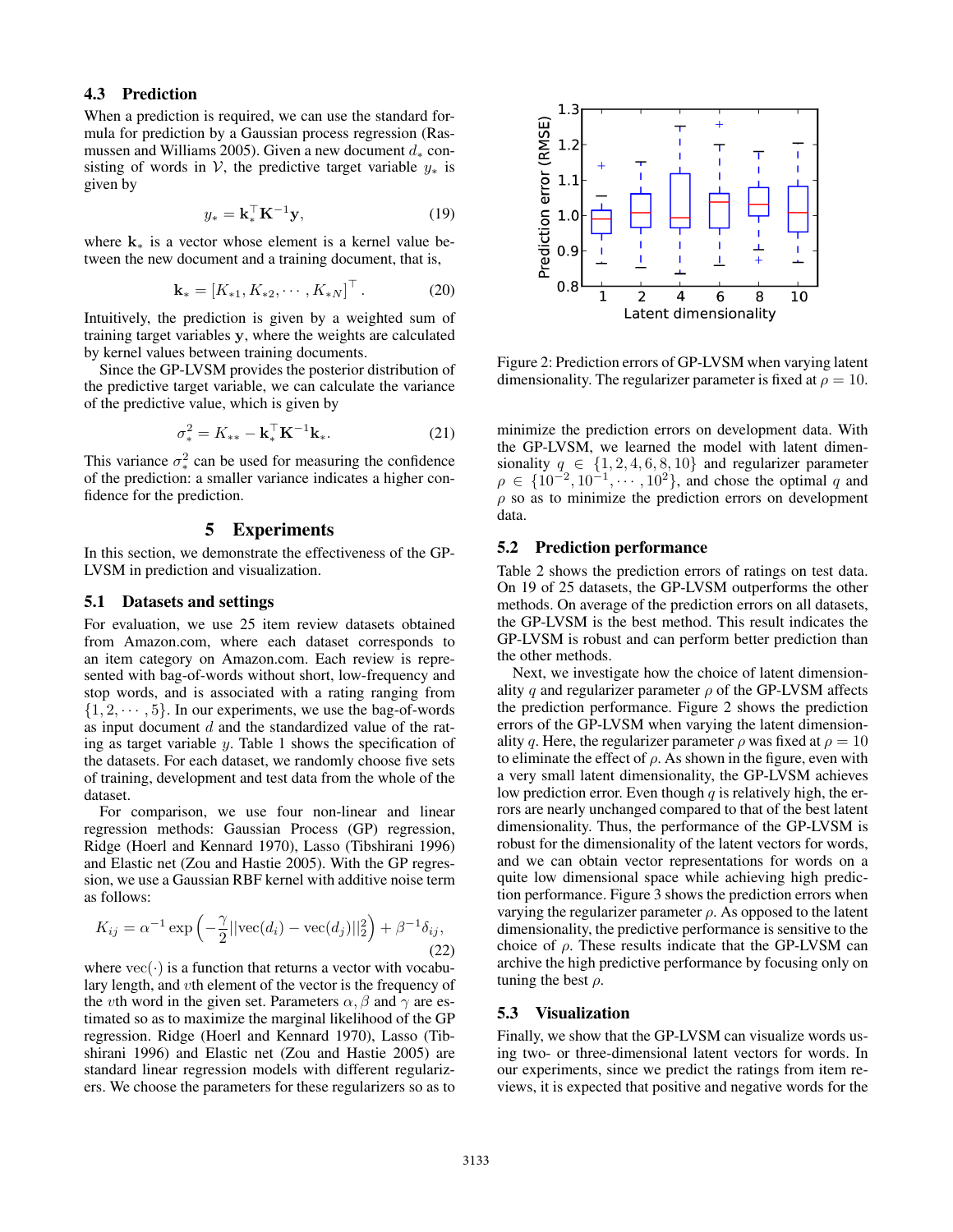### 4.3 Prediction

When a prediction is required, we can use the standard formula for prediction by a Gaussian process regression (Rasmussen and Williams 2005). Given a new document $d_*$ consisting of words in $\mathcal{V}$, the predictive target variable $y_*$ is given by

$$y_* = \mathbf{k}_*^\top \mathbf{K}^{-1} \mathbf{y}, \tag{19}$$

where $\mathbf{k}_*$ is a vector whose element is a kernel value between the new document and a training document, that is,

$$\mathbf{k}_* = [K_{*1}, K_{*2}, \cdots, K_{*N}]^\top. \tag{20}$$

Intuitively, the prediction is given by a weighted sum of training target variables $\mathbf{y}$, where the weights are calculated by kernel values between training documents.

Since the GP-LVSM provides the posterior distribution of the predictive target variable, we can calculate the variance of the predictive value, which is given by

$$\sigma_*^2 = K_{**} - \mathbf{k}_*^\top \mathbf{K}^{-1} \mathbf{k}_*. \tag{21}$$

This variance $\sigma_*^2$ can be used for measuring the confidence of the prediction: a smaller variance indicates a higher confidence for the prediction.

## 5 Experiments

In this section, we demonstrate the effectiveness of the GP-LVSM in prediction and visualization.

### 5.1 Datasets and settings

For evaluation, we use 25 item review datasets obtained from Amazon.com, where each dataset corresponds to an item category on Amazon.com. Each review is represented with bag-of-words without short, low-frequency and stop words, and is associated with a rating ranging from $\{1, 2, \cdots, 5\}$. In our experiments, we use the bag-of-words as input document $d$ and the standardized value of the rating as target variable $y$. Table 1 shows the specification of the datasets. For each dataset, we randomly choose five sets of training, development and test data from the whole of the dataset.

For comparison, we use four non-linear and linear regression methods: Gaussian Process (GP) regression, Ridge (Hoerl and Kennard 1970), Lasso (Tibshirani 1996) and Elastic net (Zou and Hastie 2005). With the GP regression, we use a Gaussian RBF kernel with additive noise term as follows:

$$K_{ij} = \alpha^{-1} \exp\left(-\frac{\gamma}{2}||\mathrm{vec}(d_i) - \mathrm{vec}(d_j)||_2^2\right) + \beta^{-1}\delta_{ij}, \tag{22}$$

where $\mathrm{vec}(\cdot)$ is a function that returns a vector with vocabulary length, and $v$th element of the vector is the frequency of the $v$th word in the given set. Parameters $\alpha, \beta$ and $\gamma$ are estimated so as to maximize the marginal likelihood of the GP regression. Ridge (Hoerl and Kennard 1970), Lasso (Tibshirani 1996) and Elastic net (Zou and Hastie 2005) are standard linear regression models with different regularizers. We choose the parameters for these regularizers so as to minimize the prediction errors on development data. With the GP-LVSM, we learned the model with latent dimensionality $q \in \{1, 2, 4, 6, 8, 10\}$ and regularizer parameter $\rho \in \{10^{-2}, 10^{-1}, \cdots, 10^2\}$, and chose the optimal $q$ and $\rho$ so as to minimize the prediction errors on development data.

Figure 2: Prediction errors of GP-LVSM when varying latent dimensionality. The regularizer parameter is fixed at $\rho = 10$.

### 5.2 Prediction performance

Table 2 shows the prediction errors of ratings on test data. On 19 of 25 datasets, the GP-LVSM outperforms the other methods. On average of the prediction errors on all datasets, the GP-LVSM is the best method. This result indicates the GP-LVSM is robust and can perform better prediction than the other methods.

Next, we investigate how the choice of latent dimensionality $q$ and regularizer parameter $\rho$ of the GP-LVSM affects the prediction performance. Figure 2 shows the prediction errors of the GP-LVSM when varying the latent dimensionality $q$. Here, the regularizer parameter $\rho$ was fixed at $\rho = 10$ to eliminate the effect of $\rho$. As shown in the figure, even with a very small latent dimensionality, the GP-LVSM achieves low prediction error. Even though $q$ is relatively high, the errors are nearly unchanged compared to that of the best latent dimensionality. Thus, the performance of the GP-LVSM is robust for the dimensionality of the latent vectors for words, and we can obtain vector representations for words on a quite low dimensional space while achieving high prediction performance. Figure 3 shows the prediction errors when varying the regularizer parameter $\rho$. As opposed to the latent dimensionality, the predictive performance is sensitive to the choice of $\rho$. These results indicate that the GP-LVSM can archive the high predictive performance by focusing only on tuning the best $\rho$.

### 5.3 Visualization

Finally, we show that the GP-LVSM can visualize words using two- or three-dimensional latent vectors for words. In our experiments, since we predict the ratings from item reviews, it is expected that positive and negative words for the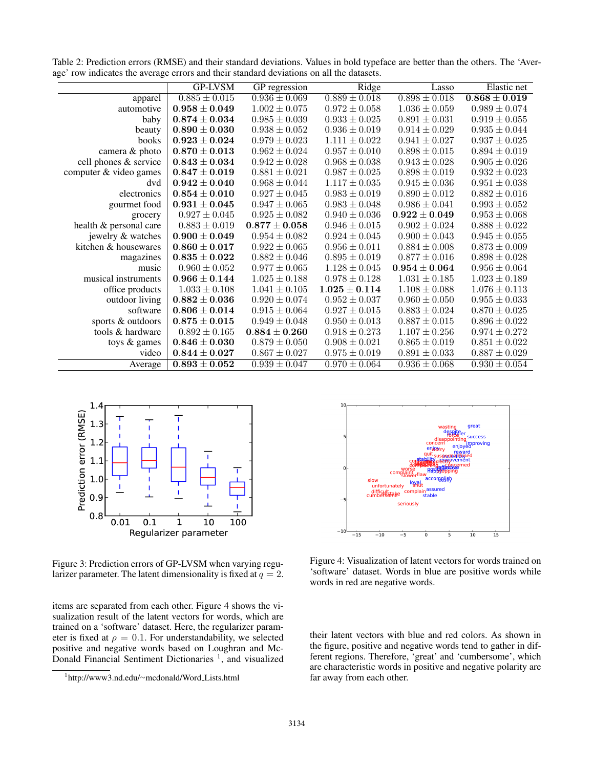Table 2: Prediction errors (RMSE) and their standard deviations. Values in bold typeface are better than the others. The 'Average' row indicates the average errors and their standard deviations on all the datasets.

| | GP-LVSM | GP regression | Ridge | Lasso | Elastic net |
|---|---|---|---|---|---|
| apparel | $0.885 \pm 0.015$ | $0.936 \pm 0.069$ | $0.889 \pm 0.018$ | $0.898 \pm 0.018$ | $\mathbf{0.868 \pm 0.019}$ |
| automotive | $\mathbf{0.958 \pm 0.049}$ | $1.002 \pm 0.075$ | $0.972 \pm 0.058$ | $1.036 \pm 0.059$ | $0.989 \pm 0.074$ |
| baby | $\mathbf{0.874 \pm 0.034}$ | $0.985 \pm 0.039$ | $0.933 \pm 0.025$ | $0.891 \pm 0.031$ | $0.919 \pm 0.055$ |
| beauty | $\mathbf{0.890 \pm 0.030}$ | $0.938 \pm 0.052$ | $0.936 \pm 0.019$ | $0.914 \pm 0.029$ | $0.935 \pm 0.044$ |
| books | $\mathbf{0.923 \pm 0.024}$ | $0.979 \pm 0.023$ | $1.111 \pm 0.022$ | $0.941 \pm 0.027$ | $0.937 \pm 0.025$ |
| camera & photo | $\mathbf{0.870 \pm 0.013}$ | $0.962 \pm 0.024$ | $0.957 \pm 0.010$ | $0.898 \pm 0.015$ | $0.894 \pm 0.019$ |
| cell phones & service | $\mathbf{0.843 \pm 0.034}$ | $0.942 \pm 0.028$ | $0.968 \pm 0.038$ | $0.943 \pm 0.028$ | $0.905 \pm 0.026$ |
| computer & video games | $\mathbf{0.847 \pm 0.019}$ | $0.881 \pm 0.021$ | $0.987 \pm 0.025$ | $0.898 \pm 0.019$ | $0.932 \pm 0.023$ |
| dvd | $\mathbf{0.942 \pm 0.040}$ | $0.968 \pm 0.044$ | $1.117 \pm 0.035$ | $0.945 \pm 0.036$ | $0.951 \pm 0.038$ |
| electronics | $\mathbf{0.854 \pm 0.010}$ | $0.927 \pm 0.045$ | $0.983 \pm 0.019$ | $0.890 \pm 0.012$ | $0.882 \pm 0.016$ |
| gourmet food | $\mathbf{0.931 \pm 0.045}$ | $0.947 \pm 0.065$ | $0.983 \pm 0.048$ | $0.986 \pm 0.041$ | $0.993 \pm 0.052$ |
| grocery | $0.927 \pm 0.045$ | $0.925 \pm 0.082$ | $0.940 \pm 0.036$ | $\mathbf{0.922 \pm 0.049}$ | $0.953 \pm 0.068$ |
| health & personal care | $0.883 \pm 0.019$ | $\mathbf{0.877 \pm 0.058}$ | $0.946 \pm 0.015$ | $0.902 \pm 0.024$ | $0.888 \pm 0.022$ |
| jewelry & watches | $\mathbf{0.900 \pm 0.049}$ | $0.954 \pm 0.082$ | $0.924 \pm 0.045$ | $0.900 \pm 0.043$ | $0.945 \pm 0.055$ |
| kitchen & housewares | $\mathbf{0.860 \pm 0.017}$ | $0.922 \pm 0.065$ | $0.956 \pm 0.011$ | $0.884 \pm 0.008$ | $0.873 \pm 0.009$ |
| magazines | $\mathbf{0.835 \pm 0.022}$ | $0.882 \pm 0.046$ | $0.895 \pm 0.019$ | $0.877 \pm 0.016$ | $0.898 \pm 0.028$ |
| music | $0.960 \pm 0.052$ | $0.977 \pm 0.065$ | $1.128 \pm 0.045$ | $\mathbf{0.954 \pm 0.064}$ | $0.956 \pm 0.064$ |
| musical instruments | $\mathbf{0.966 \pm 0.144}$ | $1.025 \pm 0.188$ | $0.978 \pm 0.128$ | $1.031 \pm 0.185$ | $1.023 \pm 0.189$ |
| office products | $1.033 \pm 0.108$ | $1.041 \pm 0.105$ | $\mathbf{1.025 \pm 0.114}$ | $1.108 \pm 0.088$ | $1.076 \pm 0.113$ |
| outdoor living | $\mathbf{0.882 \pm 0.036}$ | $0.920 \pm 0.074$ | $0.952 \pm 0.037$ | $0.960 \pm 0.050$ | $0.955 \pm 0.033$ |
| software | $\mathbf{0.806 \pm 0.014}$ | $0.915 \pm 0.064$ | $0.927 \pm 0.015$ | $0.883 \pm 0.024$ | $0.870 \pm 0.025$ |
| sports & outdoors | $\mathbf{0.875 \pm 0.015}$ | $0.949 \pm 0.048$ | $0.950 \pm 0.013$ | $0.887 \pm 0.015$ | $0.896 \pm 0.022$ |
| tools & hardware | $0.892 \pm 0.165$ | $\mathbf{0.884 \pm 0.260}$ | $0.918 \pm 0.273$ | $1.107 \pm 0.256$ | $0.974 \pm 0.272$ |
| toys & games | $\mathbf{0.846 \pm 0.030}$ | $0.879 \pm 0.050$ | $0.908 \pm 0.021$ | $0.865 \pm 0.019$ | $0.851 \pm 0.022$ |
| video | $\mathbf{0.844 \pm 0.027}$ | $0.867 \pm 0.027$ | $0.975 \pm 0.019$ | $0.891 \pm 0.033$ | $0.887 \pm 0.029$ |
| Average | $\mathbf{0.893 \pm 0.052}$ | $0.939 \pm 0.047$ | $0.970 \pm 0.064$ | $0.936 \pm 0.068$ | $0.930 \pm 0.054$ |

Figure 3: Prediction errors of GP-LVSM when varying regularizer parameter. The latent dimensionality is fixed at $q = 2$.

Figure 4: Visualization of latent vectors for words trained on 'software' dataset. Words in blue are positive words while words in red are negative words.

items are separated from each other. Figure 4 shows the visualization result of the latent vectors for words, which are trained on a 'software' dataset. Here, the regularizer parameter is fixed at $\rho = 0.1$. For understandability, we selected positive and negative words based on Loughran and McDonald Financial Sentiment Dictionaries [1], and visualized their latent vectors with blue and red colors. As shown in the figure, positive and negative words tend to gather in different regions. Therefore, 'great' and 'cumbersome', which are characteristic words in positive and negative polarity are far away from each other.

[1] http://www3.nd.edu/~mcdonald/Word_Lists.html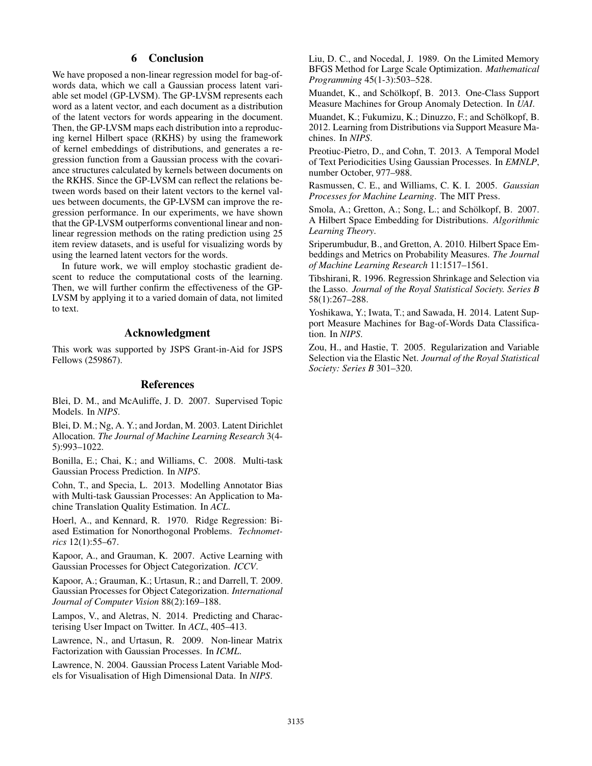## 6 Conclusion

We have proposed a non-linear regression model for bag-of-words data, which we call a Gaussian process latent variable set model (GP-LVSM). The GP-LVSM represents each word as a latent vector, and each document as a distribution of the latent vectors for words appearing in the document. Then, the GP-LVSM maps each distribution into a reproducing kernel Hilbert space (RKHS) by using the framework of kernel embeddings of distributions, and generates a regression function from a Gaussian process with the covariance structures calculated by kernels between documents on the RKHS. Since the GP-LVSM can reflect the relations between words based on their latent vectors to the kernel values between documents, the GP-LVSM can improve the regression performance. In our experiments, we have shown that the GP-LVSM outperforms conventional linear and non-linear regression methods on the rating prediction using 25 item review datasets, and is useful for visualizing words by using the learned latent vectors for the words.

In future work, we will employ stochastic gradient descent to reduce the computational costs of the learning. Then, we will further confirm the effectiveness of the GP-LVSM by applying it to a varied domain of data, not limited to text.

## Acknowledgment

This work was supported by JSPS Grant-in-Aid for JSPS Fellows (259867).

## References

Blei, D. M., and McAuliffe, J. D. 2007. Supervised Topic Models. In *NIPS*.

Blei, D. M.; Ng, A. Y.; and Jordan, M. 2003. Latent Dirichlet Allocation. *The Journal of Machine Learning Research* 3(4-5):993–1022.

Bonilla, E.; Chai, K.; and Williams, C. 2008. Multi-task Gaussian Process Prediction. In *NIPS*.

Cohn, T., and Specia, L. 2013. Modelling Annotator Bias with Multi-task Gaussian Processes: An Application to Machine Translation Quality Estimation. In *ACL*.

Hoerl, A., and Kennard, R. 1970. Ridge Regression: Biased Estimation for Nonorthogonal Problems. *Technometrics* 12(1):55–67.

Kapoor, A., and Grauman, K. 2007. Active Learning with Gaussian Processes for Object Categorization. *ICCV*.

Kapoor, A.; Grauman, K.; Urtasun, R.; and Darrell, T. 2009. Gaussian Processes for Object Categorization. *International Journal of Computer Vision* 88(2):169–188.

Lampos, V., and Aletras, N. 2014. Predicting and Characterising User Impact on Twitter. In *ACL*, 405–413.

Lawrence, N., and Urtasun, R. 2009. Non-linear Matrix Factorization with Gaussian Processes. In *ICML*.

Lawrence, N. 2004. Gaussian Process Latent Variable Models for Visualisation of High Dimensional Data. In *NIPS*.

Liu, D. C., and Nocedal, J. 1989. On the Limited Memory BFGS Method for Large Scale Optimization. *Mathematical Programming* 45(1-3):503–528.

Muandet, K., and Schölkopf, B. 2013. One-Class Support Measure Machines for Group Anomaly Detection. In *UAI*.

Muandet, K.; Fukumizu, K.; Dinuzzo, F.; and Schölkopf, B. 2012. Learning from Distributions via Support Measure Machines. In *NIPS*.

Preotiuc-Pietro, D., and Cohn, T. 2013. A Temporal Model of Text Periodicities Using Gaussian Processes. In *EMNLP*, number October, 977–988.

Rasmussen, C. E., and Williams, C. K. I. 2005. *Gaussian Processes for Machine Learning*. The MIT Press.

Smola, A.; Gretton, A.; Song, L.; and Schölkopf, B. 2007. A Hilbert Space Embedding for Distributions. *Algorithmic Learning Theory*.

Sriperumbudur, B., and Gretton, A. 2010. Hilbert Space Embeddings and Metrics on Probability Measures. *The Journal of Machine Learning Research* 11:1517–1561.

Tibshirani, R. 1996. Regression Shrinkage and Selection via the Lasso. *Journal of the Royal Statistical Society. Series B* 58(1):267–288.

Yoshikawa, Y.; Iwata, T.; and Sawada, H. 2014. Latent Support Measure Machines for Bag-of-Words Data Classification. In *NIPS*.

Zou, H., and Hastie, T. 2005. Regularization and Variable Selection via the Elastic Net. *Journal of the Royal Statistical Society: Series B* 301–320.